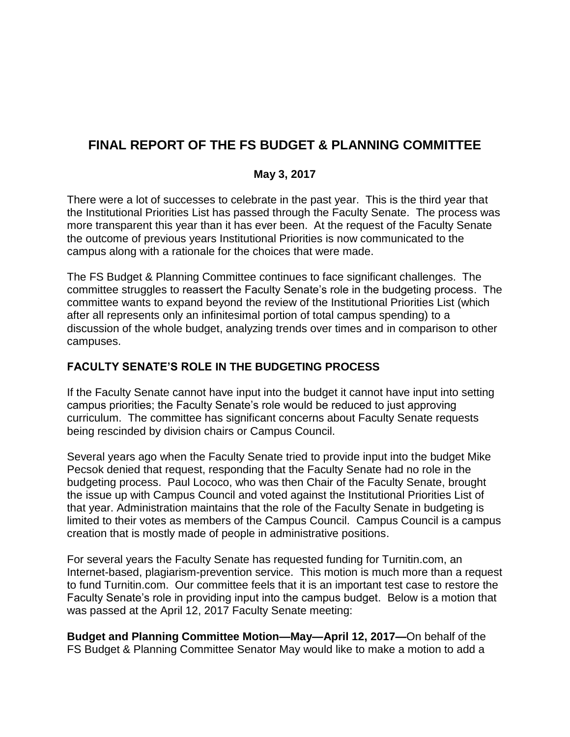# FINAL REPORT OF THE FS BUDGET & PLANNING COMMITTEE

**May 3, 2017**

There were a lot of successes to celebrate in the past year. This is the third year that the Institutional Priorities List has passed through the Faculty Senate. The process was more transparent this year than it has ever been. At the request of the Faculty Senate the outcome of previous years Institutional Priorities is now communicated to the campus along with a rationale for the choices that were made.

The FS Budget & Planning Committee continues to face significant challenges. The committee struggles to reassert the Faculty Senate's role in the budgeting process. The committee wants to expand beyond the review of the Institutional Priorities List (which after all represents only an infinitesimal portion of total campus spending) to a discussion of the whole budget, analyzing trends over times and in comparison to other campuses.

## FACULTY SENATE'S ROLE IN THE BUDGETING PROCESS

If the Faculty Senate cannot have input into the budget it cannot have input into setting campus priorities; the Faculty Senate's role would be reduced to just approving curriculum. The committee has significant concerns about Faculty Senate requests being rescinded by division chairs or Campus Council.

Several years ago when the Faculty Senate tried to provide input into the budget Mike Pecsok denied that request, responding that the Faculty Senate had no role in the budgeting process. Paul Lococo, who was then Chair of the Faculty Senate, brought the issue up with Campus Council and voted against the Institutional Priorities List of that year. Administration maintains that the role of the Faculty Senate in budgeting is limited to their votes as members of the Campus Council. Campus Council is a campus creation that is mostly made of people in administrative positions.

For several years the Faculty Senate has requested funding for Turnitin.com, an Internet-based, plagiarism-prevention service. This motion is much more than a request to fund Turnitin.com. Our committee feels that it is an important test case to restore the Faculty Senate's role in providing input into the campus budget. Below is a motion that was passed at the April 12, 2017 Faculty Senate meeting:

**Budget and Planning Committee Motion—May—April 12, 2017—**On behalf of the FS Budget & Planning Committee Senator May would like to make a motion to add a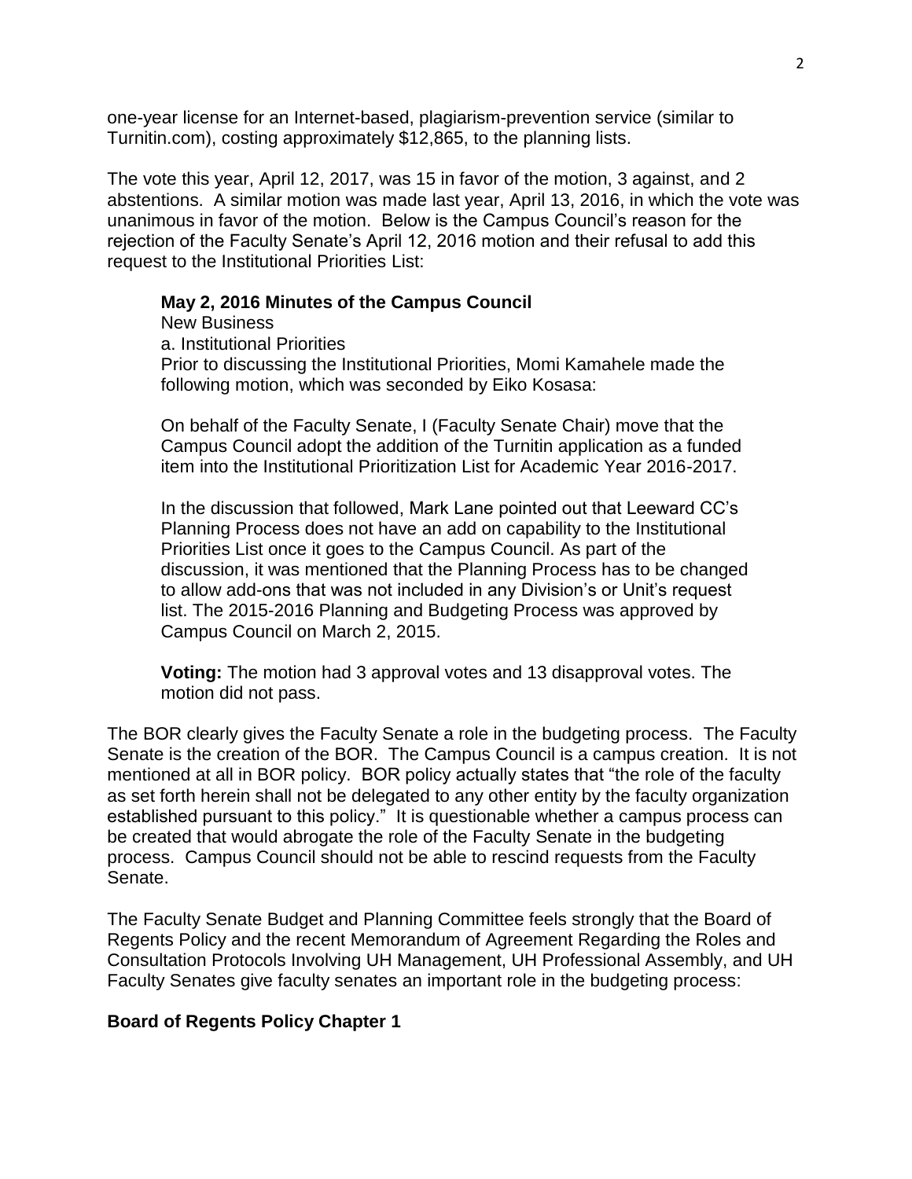one-year license for an Internet-based, plagiarism-prevention service (similar to Turnitin.com), costing approximately $12,865, to the planning lists.

The vote this year, April 12, 2017, was 15 in favor of the motion, 3 against, and 2 abstentions. A similar motion was made last year, April 13, 2016, in which the vote was unanimous in favor of the motion. Below is the Campus Council's reason for the rejection of the Faculty Senate's April 12, 2016 motion and their refusal to add this request to the Institutional Priorities List:

> **May 2, 2016 Minutes of the Campus Council**
> New Business
> a. Institutional Priorities
> Prior to discussing the Institutional Priorities, Momi Kamahele made the following motion, which was seconded by Eiko Kosasa:
>
> On behalf of the Faculty Senate, I (Faculty Senate Chair) move that the Campus Council adopt the addition of the Turnitin application as a funded item into the Institutional Prioritization List for Academic Year 2016-2017.
>
> In the discussion that followed, Mark Lane pointed out that Leeward CC's Planning Process does not have an add on capability to the Institutional Priorities List once it goes to the Campus Council. As part of the discussion, it was mentioned that the Planning Process has to be changed to allow add-ons that was not included in any Division's or Unit's request list. The 2015-2016 Planning and Budgeting Process was approved by Campus Council on March 2, 2015.
>
> **Voting:** The motion had 3 approval votes and 13 disapproval votes. The motion did not pass.

The BOR clearly gives the Faculty Senate a role in the budgeting process. The Faculty Senate is the creation of the BOR. The Campus Council is a campus creation. It is not mentioned at all in BOR policy. BOR policy actually states that "the role of the faculty as set forth herein shall not be delegated to any other entity by the faculty organization established pursuant to this policy." It is questionable whether a campus process can be created that would abrogate the role of the Faculty Senate in the budgeting process. Campus Council should not be able to rescind requests from the Faculty Senate.

The Faculty Senate Budget and Planning Committee feels strongly that the Board of Regents Policy and the recent Memorandum of Agreement Regarding the Roles and Consultation Protocols Involving UH Management, UH Professional Assembly, and UH Faculty Senates give faculty senates an important role in the budgeting process:

**Board of Regents Policy Chapter 1**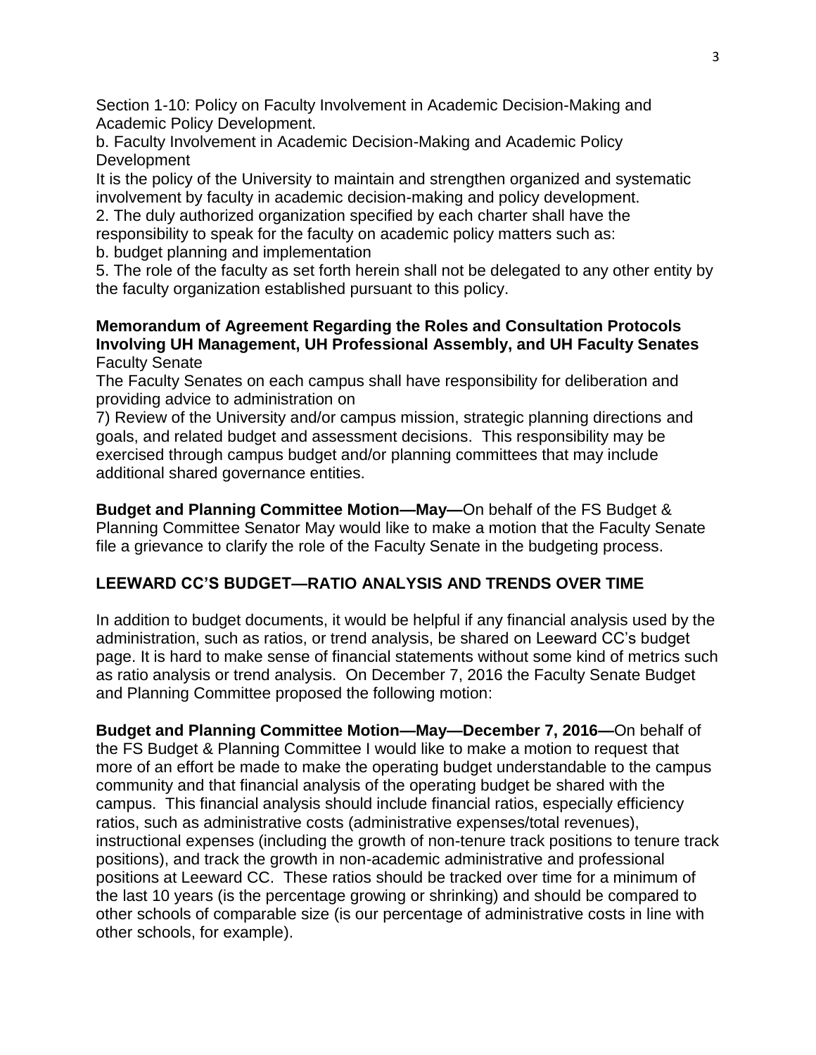Section 1-10: Policy on Faculty Involvement in Academic Decision-Making and Academic Policy Development.

b. Faculty Involvement in Academic Decision-Making and Academic Policy Development

It is the policy of the University to maintain and strengthen organized and systematic involvement by faculty in academic decision-making and policy development.

2. The duly authorized organization specified by each charter shall have the responsibility to speak for the faculty on academic policy matters such as:

b. budget planning and implementation

5. The role of the faculty as set forth herein shall not be delegated to any other entity by the faculty organization established pursuant to this policy.

**Memorandum of Agreement Regarding the Roles and Consultation Protocols Involving UH Management, UH Professional Assembly, and UH Faculty Senates**
Faculty Senate

The Faculty Senates on each campus shall have responsibility for deliberation and providing advice to administration on

7) Review of the University and/or campus mission, strategic planning directions and goals, and related budget and assessment decisions. This responsibility may be exercised through campus budget and/or planning committees that may include additional shared governance entities.

**Budget and Planning Committee Motion—May—**On behalf of the FS Budget & Planning Committee Senator May would like to make a motion that the Faculty Senate file a grievance to clarify the role of the Faculty Senate in the budgeting process.

## LEEWARD CC'S BUDGET—RATIO ANALYSIS AND TRENDS OVER TIME

In addition to budget documents, it would be helpful if any financial analysis used by the administration, such as ratios, or trend analysis, be shared on Leeward CC's budget page. It is hard to make sense of financial statements without some kind of metrics such as ratio analysis or trend analysis. On December 7, 2016 the Faculty Senate Budget and Planning Committee proposed the following motion:

**Budget and Planning Committee Motion—May—December 7, 2016—**On behalf of the FS Budget & Planning Committee I would like to make a motion to request that more of an effort be made to make the operating budget understandable to the campus community and that financial analysis of the operating budget be shared with the campus. This financial analysis should include financial ratios, especially efficiency ratios, such as administrative costs (administrative expenses/total revenues), instructional expenses (including the growth of non-tenure track positions to tenure track positions), and track the growth in non-academic administrative and professional positions at Leeward CC. These ratios should be tracked over time for a minimum of the last 10 years (is the percentage growing or shrinking) and should be compared to other schools of comparable size (is our percentage of administrative costs in line with other schools, for example).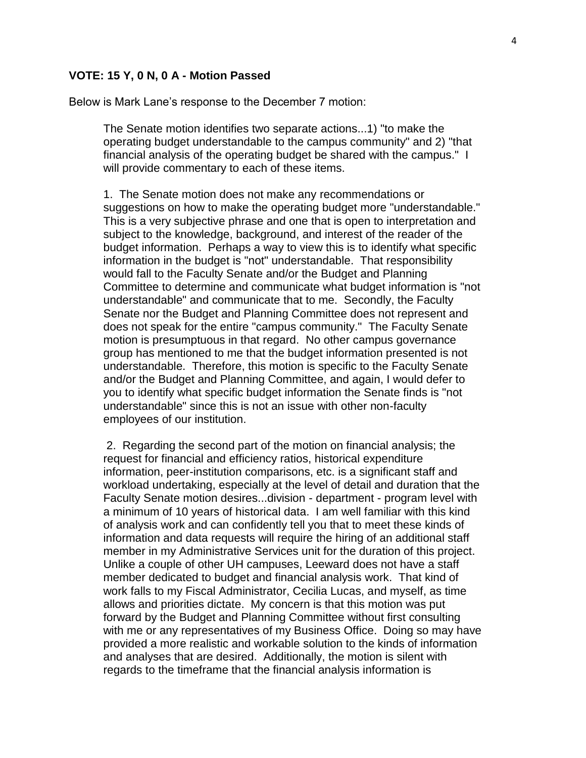**VOTE: 15 Y, 0 N, 0 A - Motion Passed**

Below is Mark Lane's response to the December 7 motion:

> The Senate motion identifies two separate actions...1) "to make the operating budget understandable to the campus community" and 2) "that financial analysis of the operating budget be shared with the campus." I will provide commentary to each of these items.
>
> 1. The Senate motion does not make any recommendations or suggestions on how to make the operating budget more "understandable." This is a very subjective phrase and one that is open to interpretation and subject to the knowledge, background, and interest of the reader of the budget information. Perhaps a way to view this is to identify what specific information in the budget is "not" understandable. That responsibility would fall to the Faculty Senate and/or the Budget and Planning Committee to determine and communicate what budget information is "not understandable" and communicate that to me. Secondly, the Faculty Senate nor the Budget and Planning Committee does not represent and does not speak for the entire "campus community." The Faculty Senate motion is presumptuous in that regard. No other campus governance group has mentioned to me that the budget information presented is not understandable. Therefore, this motion is specific to the Faculty Senate and/or the Budget and Planning Committee, and again, I would defer to you to identify what specific budget information the Senate finds is "not understandable" since this is not an issue with other non-faculty employees of our institution.
>
> 2. Regarding the second part of the motion on financial analysis; the request for financial and efficiency ratios, historical expenditure information, peer-institution comparisons, etc. is a significant staff and workload undertaking, especially at the level of detail and duration that the Faculty Senate motion desires...division - department - program level with a minimum of 10 years of historical data. I am well familiar with this kind of analysis work and can confidently tell you that to meet these kinds of information and data requests will require the hiring of an additional staff member in my Administrative Services unit for the duration of this project. Unlike a couple of other UH campuses, Leeward does not have a staff member dedicated to budget and financial analysis work. That kind of work falls to my Fiscal Administrator, Cecilia Lucas, and myself, as time allows and priorities dictate. My concern is that this motion was put forward by the Budget and Planning Committee without first consulting with me or any representatives of my Business Office. Doing so may have provided a more realistic and workable solution to the kinds of information and analyses that are desired. Additionally, the motion is silent with regards to the timeframe that the financial analysis information is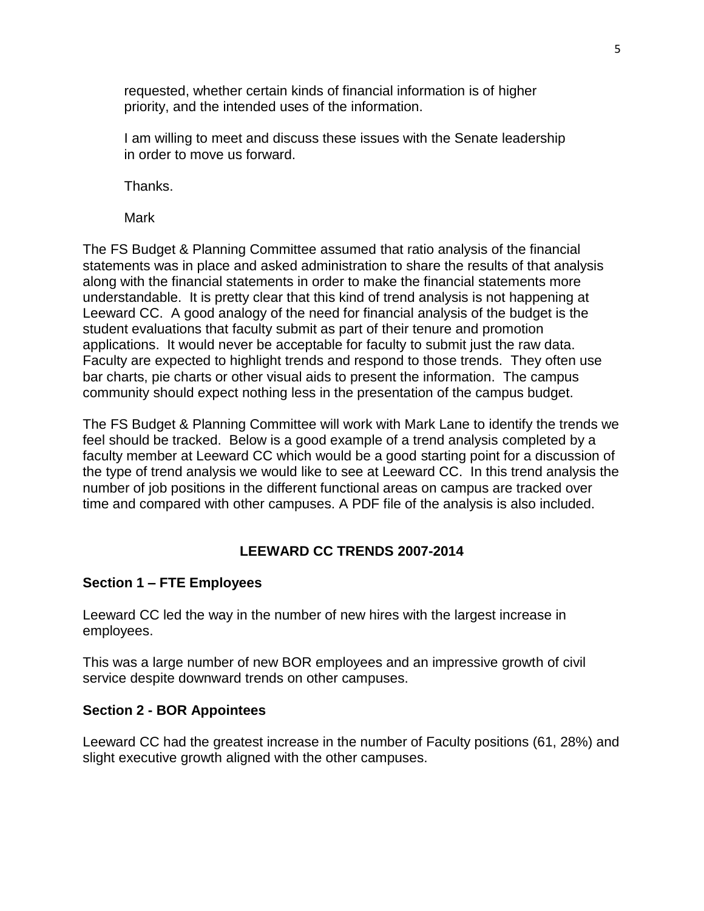requested, whether certain kinds of financial information is of higher priority, and the intended uses of the information.

I am willing to meet and discuss these issues with the Senate leadership in order to move us forward.

Thanks.

Mark

The FS Budget & Planning Committee assumed that ratio analysis of the financial statements was in place and asked administration to share the results of that analysis along with the financial statements in order to make the financial statements more understandable. It is pretty clear that this kind of trend analysis is not happening at Leeward CC. A good analogy of the need for financial analysis of the budget is the student evaluations that faculty submit as part of their tenure and promotion applications. It would never be acceptable for faculty to submit just the raw data. Faculty are expected to highlight trends and respond to those trends. They often use bar charts, pie charts or other visual aids to present the information. The campus community should expect nothing less in the presentation of the campus budget.

The FS Budget & Planning Committee will work with Mark Lane to identify the trends we feel should be tracked. Below is a good example of a trend analysis completed by a faculty member at Leeward CC which would be a good starting point for a discussion of the type of trend analysis we would like to see at Leeward CC. In this trend analysis the number of job positions in the different functional areas on campus are tracked over time and compared with other campuses. A PDF file of the analysis is also included.

## LEEWARD CC TRENDS 2007-2014

### Section 1 – FTE Employees

Leeward CC led the way in the number of new hires with the largest increase in employees.

This was a large number of new BOR employees and an impressive growth of civil service despite downward trends on other campuses.

### Section 2 - BOR Appointees

Leeward CC had the greatest increase in the number of Faculty positions (61, 28%) and slight executive growth aligned with the other campuses.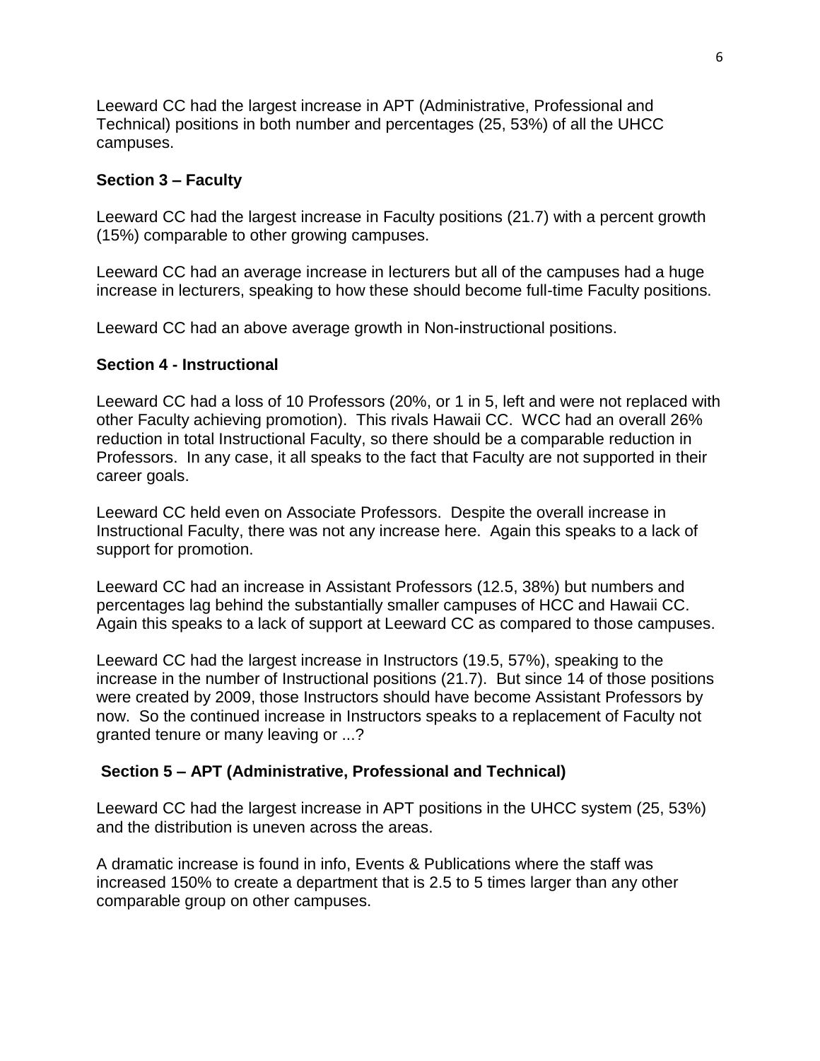Leeward CC had the largest increase in APT (Administrative, Professional and Technical) positions in both number and percentages (25, 53%) of all the UHCC campuses.

**Section 3 – Faculty**

Leeward CC had the largest increase in Faculty positions (21.7) with a percent growth (15%) comparable to other growing campuses.

Leeward CC had an average increase in lecturers but all of the campuses had a huge increase in lecturers, speaking to how these should become full-time Faculty positions.

Leeward CC had an above average growth in Non-instructional positions.

**Section 4 - Instructional**

Leeward CC had a loss of 10 Professors (20%, or 1 in 5, left and were not replaced with other Faculty achieving promotion). This rivals Hawaii CC. WCC had an overall 26% reduction in total Instructional Faculty, so there should be a comparable reduction in Professors. In any case, it all speaks to the fact that Faculty are not supported in their career goals.

Leeward CC held even on Associate Professors. Despite the overall increase in Instructional Faculty, there was not any increase here. Again this speaks to a lack of support for promotion.

Leeward CC had an increase in Assistant Professors (12.5, 38%) but numbers and percentages lag behind the substantially smaller campuses of HCC and Hawaii CC. Again this speaks to a lack of support at Leeward CC as compared to those campuses.

Leeward CC had the largest increase in Instructors (19.5, 57%), speaking to the increase in the number of Instructional positions (21.7). But since 14 of those positions were created by 2009, those Instructors should have become Assistant Professors by now. So the continued increase in Instructors speaks to a replacement of Faculty not granted tenure or many leaving or ...?

**Section 5 – APT (Administrative, Professional and Technical)**

Leeward CC had the largest increase in APT positions in the UHCC system (25, 53%) and the distribution is uneven across the areas.

A dramatic increase is found in info, Events & Publications where the staff was increased 150% to create a department that is 2.5 to 5 times larger than any other comparable group on other campuses.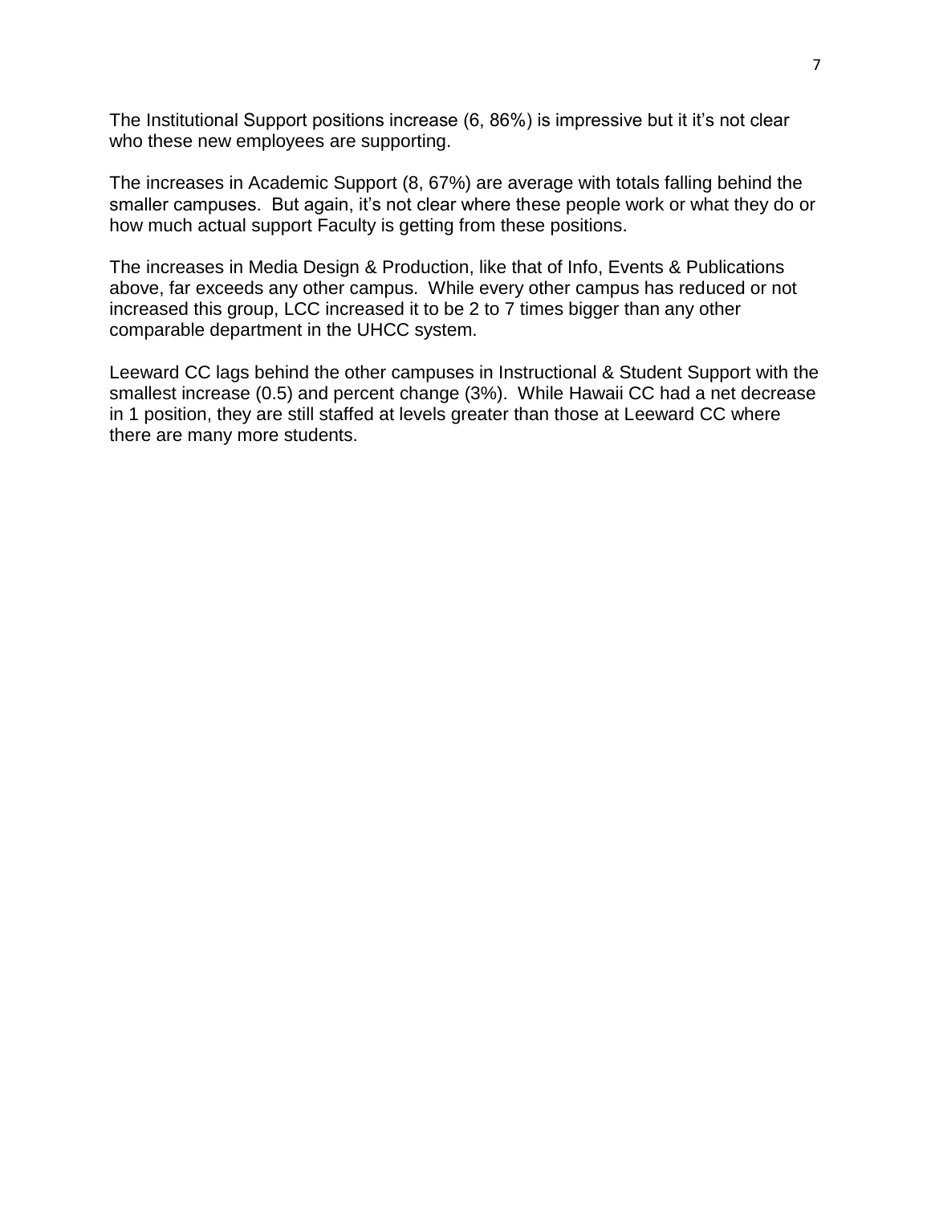The Institutional Support positions increase (6, 86%) is impressive but it it's not clear who these new employees are supporting.

The increases in Academic Support (8, 67%) are average with totals falling behind the smaller campuses. But again, it's not clear where these people work or what they do or how much actual support Faculty is getting from these positions.

The increases in Media Design & Production, like that of Info, Events & Publications above, far exceeds any other campus. While every other campus has reduced or not increased this group, LCC increased it to be 2 to 7 times bigger than any other comparable department in the UHCC system.

Leeward CC lags behind the other campuses in Instructional & Student Support with the smallest increase (0.5) and percent change (3%). While Hawaii CC had a net decrease in 1 position, they are still staffed at levels greater than those at Leeward CC where there are many more students.